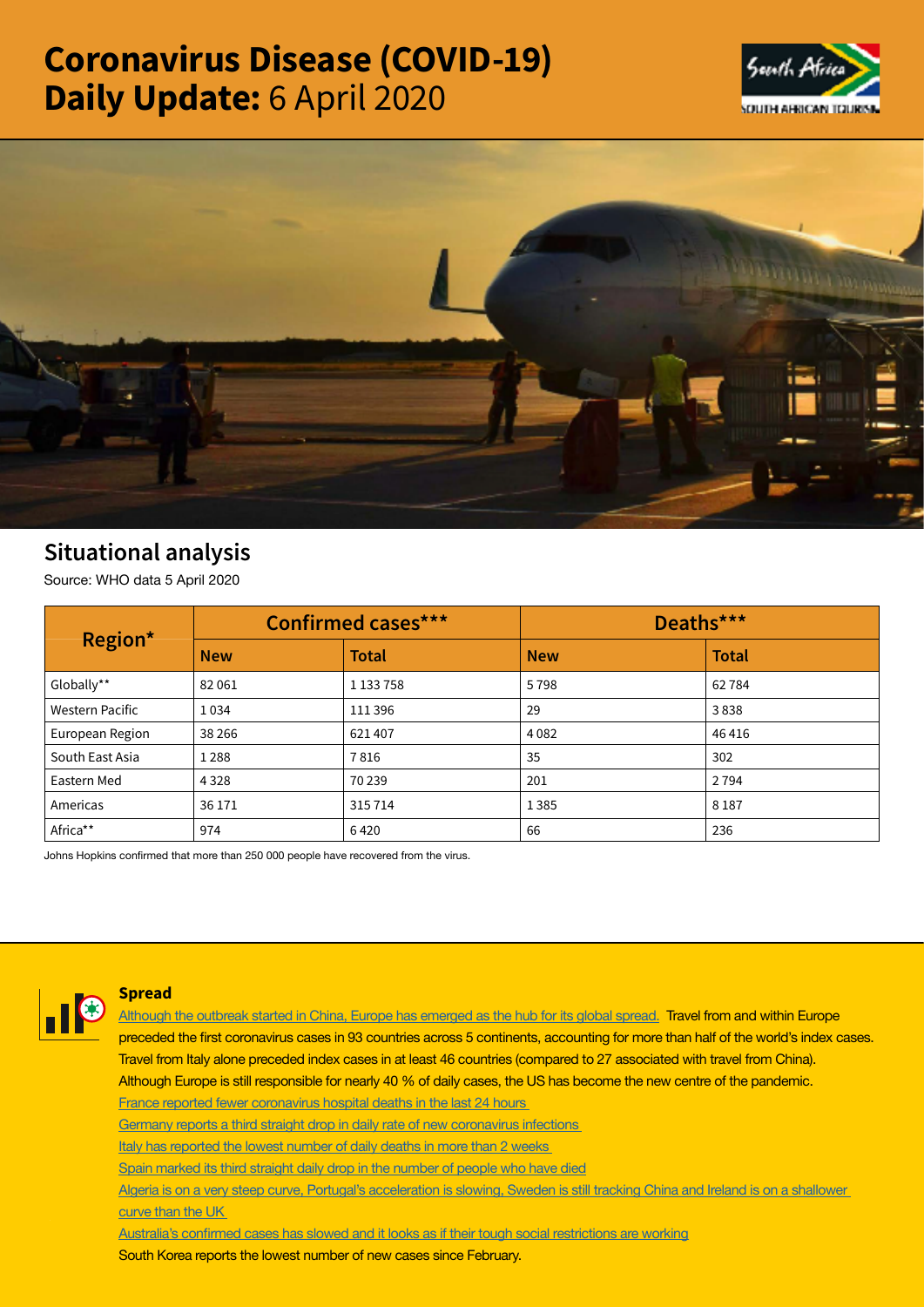# Coronavirus Disease (COVID-19) Daily Update: 6 April 2020

## Situational analysis

Source: WHO data 5 April 2020

| Region* | Confirmed cases*** | | Deaths*** | |
|---|---|---|---|---|
| | New | Total | New | Total |
| Globally** | 82 061 | 1 133 758 | 5 798 | 62 784 |
| Western Pacific | 1 034 | 111 396 | 29 | 3 838 |
| European Region | 38 266 | 621 407 | 4 082 | 46 416 |
| South East Asia | 1 288 | 7 816 | 35 | 302 |
| Eastern Med | 4 328 | 70 239 | 201 | 2 794 |
| Americas | 36 171 | 315 714 | 1 385 | 8 187 |
| Africa** | 974 | 6 420 | 66 | 236 |

Johns Hopkins confirmed that more than 250 000 people have recovered from the virus.

### Spread

Although the outbreak started in China, Europe has emerged as the hub for its global spread. Travel from and within Europe preceded the first coronavirus cases in 93 countries across 5 continents, accounting for more than half of the world's index cases. Travel from Italy alone preceded index cases in at least 46 countries (compared to 27 associated with travel from China). Although Europe is still responsible for nearly 40 % of daily cases, the US has become the new centre of the pandemic.

France reported fewer coronavirus hospital deaths in the last 24 hours

Germany reports a third straight drop in daily rate of new coronavirus infections

Italy has reported the lowest number of daily deaths in more than 2 weeks

Spain marked its third straight daily drop in the number of people who have died

Algeria is on a very steep curve, Portugal's acceleration is slowing, Sweden is still tracking China and Ireland is on a shallower curve than the UK

Australia's confirmed cases has slowed and it looks as if their tough social restrictions are working

South Korea reports the lowest number of new cases since February.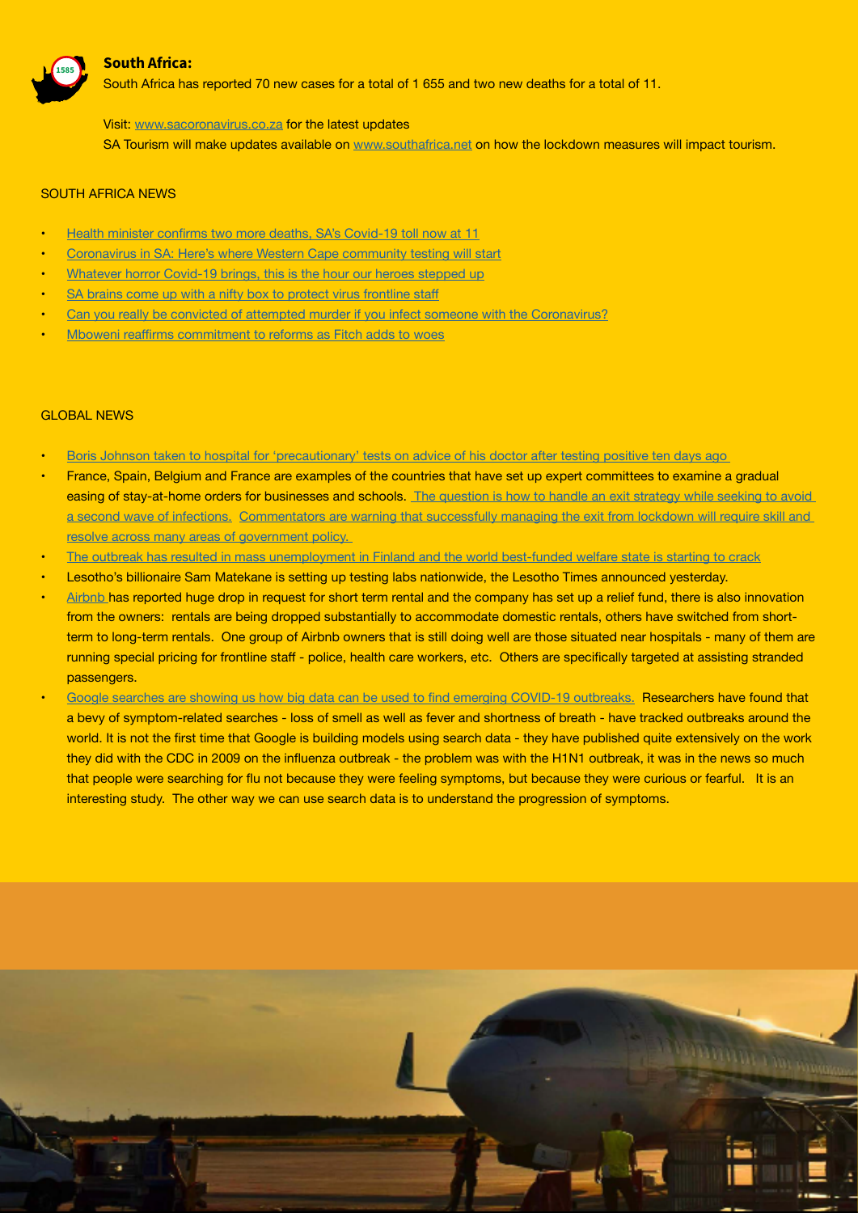## South Africa:

South Africa has reported 70 new cases for a total of 1 655 and two new deaths for a total of 11.

Visit: www.sacoronavirus.co.za for the latest updates

SA Tourism will make updates available on www.southafrica.net on how the lockdown measures will impact tourism.

### SOUTH AFRICA NEWS

- Health minister confirms two more deaths, SA's Covid-19 toll now at 11
- Coronavirus in SA: Here's where Western Cape community testing will start
- Whatever horror Covid-19 brings, this is the hour our heroes stepped up
- SA brains come up with a nifty box to protect virus frontline staff
- Can you really be convicted of attempted murder if you infect someone with the Coronavirus?
- Mboweni reaffirms commitment to reforms as Fitch adds to woes

### GLOBAL NEWS

- Boris Johnson taken to hospital for 'precautionary' tests on advice of his doctor after testing positive ten days ago
- France, Spain, Belgium and France are examples of the countries that have set up expert committees to examine a gradual easing of stay-at-home orders for businesses and schools. The question is how to handle an exit strategy while seeking to avoid a second wave of infections. Commentators are warning that successfully managing the exit from lockdown will require skill and resolve across many areas of government policy.
- The outbreak has resulted in mass unemployment in Finland and the world best-funded welfare state is starting to crack
- Lesotho's billionaire Sam Matekane is setting up testing labs nationwide, the Lesotho Times announced yesterday.
- Airbnb has reported huge drop in request for short term rental and the company has set up a relief fund, there is also innovation from the owners: rentals are being dropped substantially to accommodate domestic rentals, others have switched from short-term to long-term rentals. One group of Airbnb owners that is still doing well are those situated near hospitals - many of them are running special pricing for frontline staff - police, health care workers, etc. Others are specifically targeted at assisting stranded passengers.
- Google searches are showing us how big data can be used to find emerging COVID-19 outbreaks. Researchers have found that a bevy of symptom-related searches - loss of smell as well as fever and shortness of breath - have tracked outbreaks around the world. It is not the first time that Google is building models using search data - they have published quite extensively on the work they did with the CDC in 2009 on the influenza outbreak - the problem was with the H1N1 outbreak, it was in the news so much that people were searching for flu not because they were feeling symptoms, but because they were curious or fearful. It is an interesting study. The other way we can use search data is to understand the progression of symptoms.